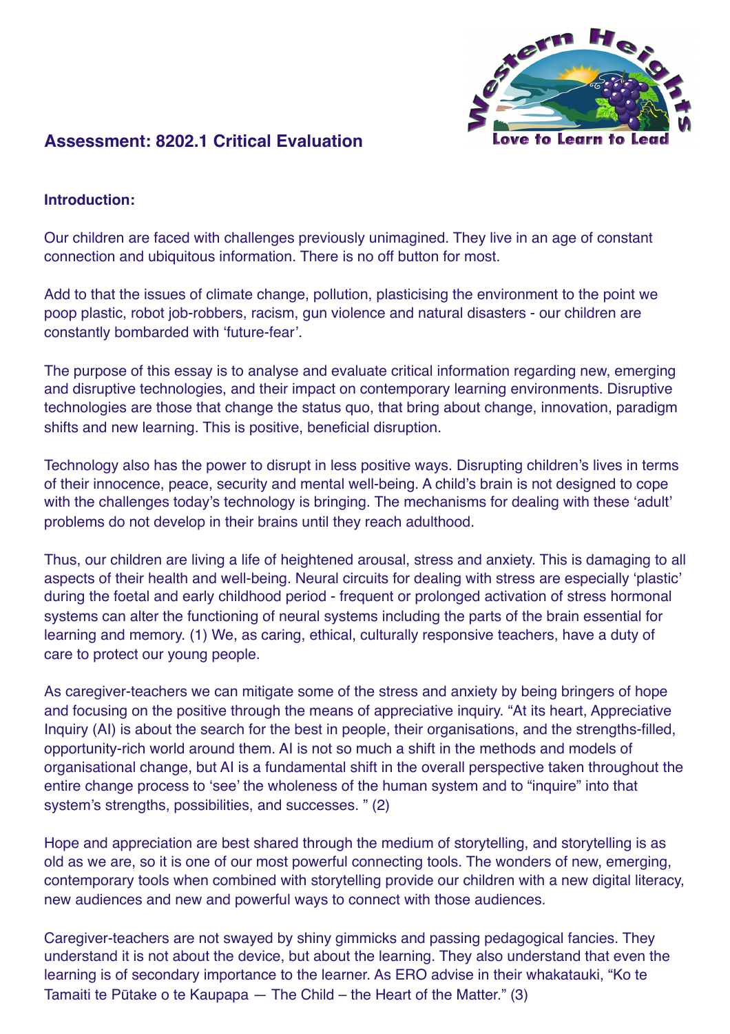## Assessment: 8202.1 Critical Evaluation

**Introduction:**

Our children are faced with challenges previously unimagined. They live in an age of constant connection and ubiquitous information. There is no off button for most.

Add to that the issues of climate change, pollution, plasticising the environment to the point we poop plastic, robot job-robbers, racism, gun violence and natural disasters - our children are constantly bombarded with 'future-fear'.

The purpose of this essay is to analyse and evaluate critical information regarding new, emerging and disruptive technologies, and their impact on contemporary learning environments. Disruptive technologies are those that change the status quo, that bring about change, innovation, paradigm shifts and new learning. This is positive, beneficial disruption.

Technology also has the power to disrupt in less positive ways. Disrupting children's lives in terms of their innocence, peace, security and mental well-being. A child's brain is not designed to cope with the challenges today's technology is bringing. The mechanisms for dealing with these 'adult' problems do not develop in their brains until they reach adulthood.

Thus, our children are living a life of heightened arousal, stress and anxiety. This is damaging to all aspects of their health and well-being. Neural circuits for dealing with stress are especially 'plastic' during the foetal and early childhood period - frequent or prolonged activation of stress hormonal systems can alter the functioning of neural systems including the parts of the brain essential for learning and memory. (1) We, as caring, ethical, culturally responsive teachers, have a duty of care to protect our young people.

As caregiver-teachers we can mitigate some of the stress and anxiety by being bringers of hope and focusing on the positive through the means of appreciative inquiry. "At its heart, Appreciative Inquiry (AI) is about the search for the best in people, their organisations, and the strengths-filled, opportunity-rich world around them. AI is not so much a shift in the methods and models of organisational change, but AI is a fundamental shift in the overall perspective taken throughout the entire change process to 'see' the wholeness of the human system and to "inquire" into that system's strengths, possibilities, and successes. " (2)

Hope and appreciation are best shared through the medium of storytelling, and storytelling is as old as we are, so it is one of our most powerful connecting tools. The wonders of new, emerging, contemporary tools when combined with storytelling provide our children with a new digital literacy, new audiences and new and powerful ways to connect with those audiences.

Caregiver-teachers are not swayed by shiny gimmicks and passing pedagogical fancies. They understand it is not about the device, but about the learning. They also understand that even the learning is of secondary importance to the learner. As ERO advise in their whakatauki, "Ko te Tamaiti te Pūtake o te Kaupapa — The Child – the Heart of the Matter." (3)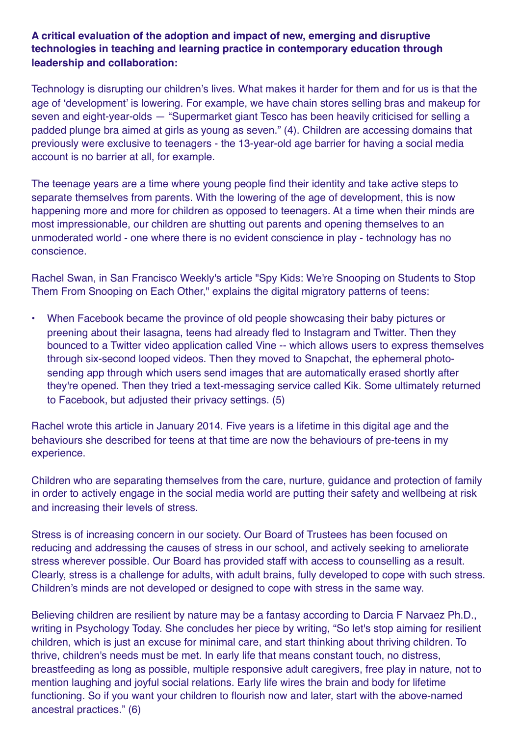**A critical evaluation of the adoption and impact of new, emerging and disruptive technologies in teaching and learning practice in contemporary education through leadership and collaboration:**

Technology is disrupting our children's lives. What makes it harder for them and for us is that the age of 'development' is lowering. For example, we have chain stores selling bras and makeup for seven and eight-year-olds — "Supermarket giant Tesco has been heavily criticised for selling a padded plunge bra aimed at girls as young as seven." (4). Children are accessing domains that previously were exclusive to teenagers - the 13-year-old age barrier for having a social media account is no barrier at all, for example.

The teenage years are a time where young people find their identity and take active steps to separate themselves from parents. With the lowering of the age of development, this is now happening more and more for children as opposed to teenagers. At a time when their minds are most impressionable, our children are shutting out parents and opening themselves to an unmoderated world - one where there is no evident conscience in play - technology has no conscience.

Rachel Swan, in San Francisco Weekly's article "Spy Kids: We're Snooping on Students to Stop Them From Snooping on Each Other," explains the digital migratory patterns of teens:

- When Facebook became the province of old people showcasing their baby pictures or preening about their lasagna, teens had already fled to Instagram and Twitter. Then they bounced to a Twitter video application called Vine -- which allows users to express themselves through six-second looped videos. Then they moved to Snapchat, the ephemeral photo-sending app through which users send images that are automatically erased shortly after they're opened. Then they tried a text-messaging service called Kik. Some ultimately returned to Facebook, but adjusted their privacy settings. (5)

Rachel wrote this article in January 2014. Five years is a lifetime in this digital age and the behaviours she described for teens at that time are now the behaviours of pre-teens in my experience.

Children who are separating themselves from the care, nurture, guidance and protection of family in order to actively engage in the social media world are putting their safety and wellbeing at risk and increasing their levels of stress.

Stress is of increasing concern in our society. Our Board of Trustees has been focused on reducing and addressing the causes of stress in our school, and actively seeking to ameliorate stress wherever possible. Our Board has provided staff with access to counselling as a result. Clearly, stress is a challenge for adults, with adult brains, fully developed to cope with such stress. Children's minds are not developed or designed to cope with stress in the same way.

Believing children are resilient by nature may be a fantasy according to Darcia F Narvaez Ph.D., writing in Psychology Today. She concludes her piece by writing, "So let's stop aiming for resilient children, which is just an excuse for minimal care, and start thinking about thriving children. To thrive, children's needs must be met. In early life that means constant touch, no distress, breastfeeding as long as possible, multiple responsive adult caregivers, free play in nature, not to mention laughing and joyful social relations. Early life wires the brain and body for lifetime functioning. So if you want your children to flourish now and later, start with the above-named ancestral practices." (6)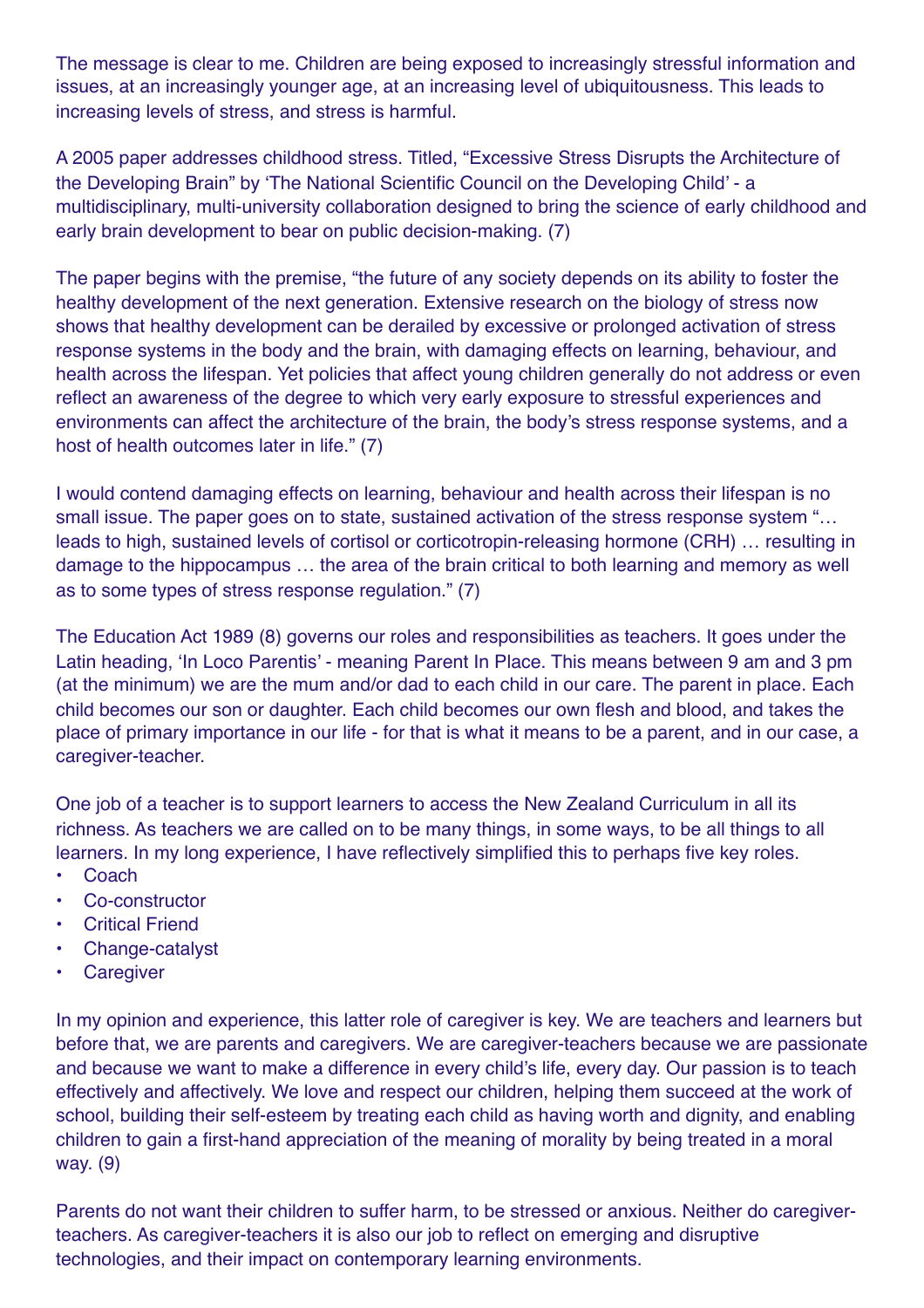The message is clear to me. Children are being exposed to increasingly stressful information and issues, at an increasingly younger age, at an increasing level of ubiquitousness. This leads to increasing levels of stress, and stress is harmful.

A 2005 paper addresses childhood stress. Titled, "Excessive Stress Disrupts the Architecture of the Developing Brain" by 'The National Scientific Council on the Developing Child' - a multidisciplinary, multi-university collaboration designed to bring the science of early childhood and early brain development to bear on public decision-making. (7)

The paper begins with the premise, "the future of any society depends on its ability to foster the healthy development of the next generation. Extensive research on the biology of stress now shows that healthy development can be derailed by excessive or prolonged activation of stress response systems in the body and the brain, with damaging effects on learning, behaviour, and health across the lifespan. Yet policies that affect young children generally do not address or even reflect an awareness of the degree to which very early exposure to stressful experiences and environments can affect the architecture of the brain, the body's stress response systems, and a host of health outcomes later in life." (7)

I would contend damaging effects on learning, behaviour and health across their lifespan is no small issue. The paper goes on to state, sustained activation of the stress response system "… leads to high, sustained levels of cortisol or corticotropin-releasing hormone (CRH) … resulting in damage to the hippocampus … the area of the brain critical to both learning and memory as well as to some types of stress response regulation." (7)

The Education Act 1989 (8) governs our roles and responsibilities as teachers. It goes under the Latin heading, 'In Loco Parentis' - meaning Parent In Place. This means between 9 am and 3 pm (at the minimum) we are the mum and/or dad to each child in our care. The parent in place. Each child becomes our son or daughter. Each child becomes our own flesh and blood, and takes the place of primary importance in our life - for that is what it means to be a parent, and in our case, a caregiver-teacher.

One job of a teacher is to support learners to access the New Zealand Curriculum in all its richness. As teachers we are called on to be many things, in some ways, to be all things to all learners. In my long experience, I have reflectively simplified this to perhaps five key roles.

- Coach
- Co-constructor
- Critical Friend
- Change-catalyst
- Caregiver

In my opinion and experience, this latter role of caregiver is key. We are teachers and learners but before that, we are parents and caregivers. We are caregiver-teachers because we are passionate and because we want to make a difference in every child's life, every day. Our passion is to teach effectively and affectively. We love and respect our children, helping them succeed at the work of school, building their self-esteem by treating each child as having worth and dignity, and enabling children to gain a first-hand appreciation of the meaning of morality by being treated in a moral way. (9)

Parents do not want their children to suffer harm, to be stressed or anxious. Neither do caregiver-teachers. As caregiver-teachers it is also our job to reflect on emerging and disruptive technologies, and their impact on contemporary learning environments.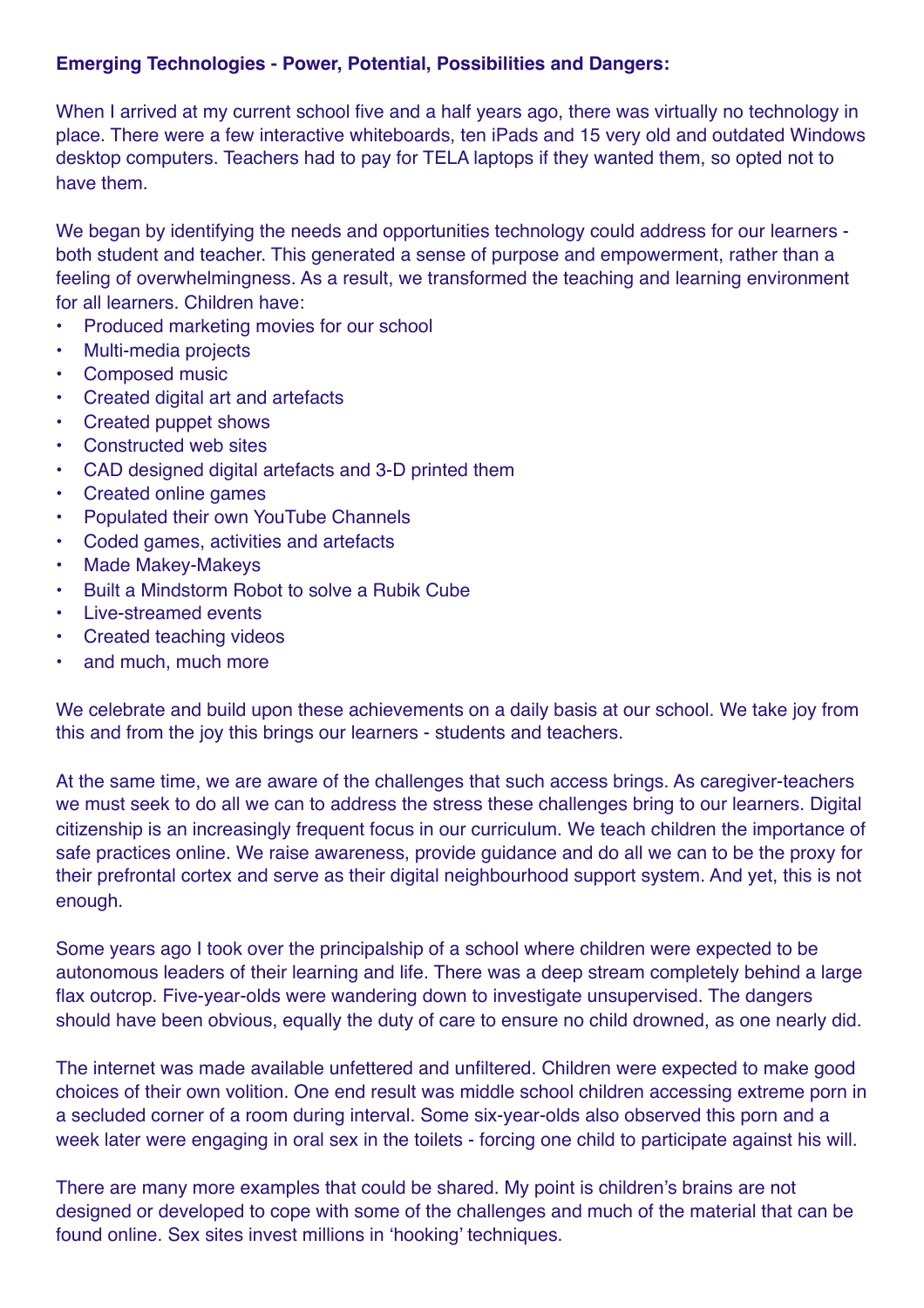**Emerging Technologies - Power, Potential, Possibilities and Dangers:**

When I arrived at my current school five and a half years ago, there was virtually no technology in place. There were a few interactive whiteboards, ten iPads and 15 very old and outdated Windows desktop computers. Teachers had to pay for TELA laptops if they wanted them, so opted not to have them.

We began by identifying the needs and opportunities technology could address for our learners - both student and teacher. This generated a sense of purpose and empowerment, rather than a feeling of overwhelmingness. As a result, we transformed the teaching and learning environment for all learners. Children have:

- Produced marketing movies for our school
- Multi-media projects
- Composed music
- Created digital art and artefacts
- Created puppet shows
- Constructed web sites
- CAD designed digital artefacts and 3-D printed them
- Created online games
- Populated their own YouTube Channels
- Coded games, activities and artefacts
- Made Makey-Makeys
- Built a Mindstorm Robot to solve a Rubik Cube
- Live-streamed events
- Created teaching videos
- and much, much more

We celebrate and build upon these achievements on a daily basis at our school. We take joy from this and from the joy this brings our learners - students and teachers.

At the same time, we are aware of the challenges that such access brings. As caregiver-teachers we must seek to do all we can to address the stress these challenges bring to our learners. Digital citizenship is an increasingly frequent focus in our curriculum. We teach children the importance of safe practices online. We raise awareness, provide guidance and do all we can to be the proxy for their prefrontal cortex and serve as their digital neighbourhood support system. And yet, this is not enough.

Some years ago I took over the principalship of a school where children were expected to be autonomous leaders of their learning and life. There was a deep stream completely behind a large flax outcrop. Five-year-olds were wandering down to investigate unsupervised. The dangers should have been obvious, equally the duty of care to ensure no child drowned, as one nearly did.

The internet was made available unfettered and unfiltered. Children were expected to make good choices of their own volition. One end result was middle school children accessing extreme porn in a secluded corner of a room during interval. Some six-year-olds also observed this porn and a week later were engaging in oral sex in the toilets - forcing one child to participate against his will.

There are many more examples that could be shared. My point is children's brains are not designed or developed to cope with some of the challenges and much of the material that can be found online. Sex sites invest millions in 'hooking' techniques.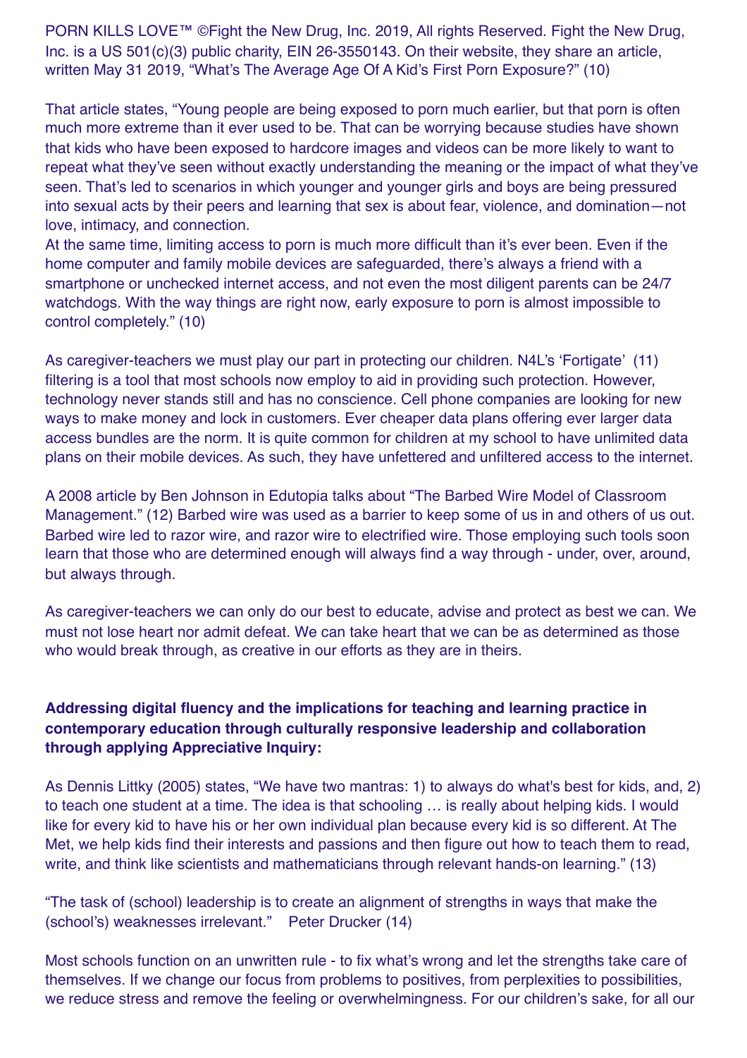PORN KILLS LOVE™ ©Fight the New Drug, Inc. 2019, All rights Reserved. Fight the New Drug, Inc. is a US 501(c)(3) public charity, EIN 26-3550143. On their website, they share an article, written May 31 2019, "What's The Average Age Of A Kid's First Porn Exposure?" (10)

That article states, "Young people are being exposed to porn much earlier, but that porn is often much more extreme than it ever used to be. That can be worrying because studies have shown that kids who have been exposed to hardcore images and videos can be more likely to want to repeat what they've seen without exactly understanding the meaning or the impact of what they've seen. That's led to scenarios in which younger and younger girls and boys are being pressured into sexual acts by their peers and learning that sex is about fear, violence, and domination—not love, intimacy, and connection.
At the same time, limiting access to porn is much more difficult than it's ever been. Even if the home computer and family mobile devices are safeguarded, there's always a friend with a smartphone or unchecked internet access, and not even the most diligent parents can be 24/7 watchdogs. With the way things are right now, early exposure to porn is almost impossible to control completely." (10)

As caregiver-teachers we must play our part in protecting our children. N4L's 'Fortigate' (11) filtering is a tool that most schools now employ to aid in providing such protection. However, technology never stands still and has no conscience. Cell phone companies are looking for new ways to make money and lock in customers. Ever cheaper data plans offering ever larger data access bundles are the norm. It is quite common for children at my school to have unlimited data plans on their mobile devices. As such, they have unfettered and unfiltered access to the internet.

A 2008 article by Ben Johnson in Edutopia talks about "The Barbed Wire Model of Classroom Management." (12) Barbed wire was used as a barrier to keep some of us in and others of us out. Barbed wire led to razor wire, and razor wire to electrified wire. Those employing such tools soon learn that those who are determined enough will always find a way through - under, over, around, but always through.

As caregiver-teachers we can only do our best to educate, advise and protect as best we can. We must not lose heart nor admit defeat. We can take heart that we can be as determined as those who would break through, as creative in our efforts as they are in theirs.

**Addressing digital fluency and the implications for teaching and learning practice in contemporary education through culturally responsive leadership and collaboration through applying Appreciative Inquiry:**

As Dennis Littky (2005) states, "We have two mantras: 1) to always do what's best for kids, and, 2) to teach one student at a time. The idea is that schooling … is really about helping kids. I would like for every kid to have his or her own individual plan because every kid is so different. At The Met, we help kids find their interests and passions and then figure out how to teach them to read, write, and think like scientists and mathematicians through relevant hands-on learning." (13)

"The task of (school) leadership is to create an alignment of strengths in ways that make the (school's) weaknesses irrelevant." Peter Drucker (14)

Most schools function on an unwritten rule - to fix what's wrong and let the strengths take care of themselves. If we change our focus from problems to positives, from perplexities to possibilities, we reduce stress and remove the feeling or overwhelmingness. For our children's sake, for all our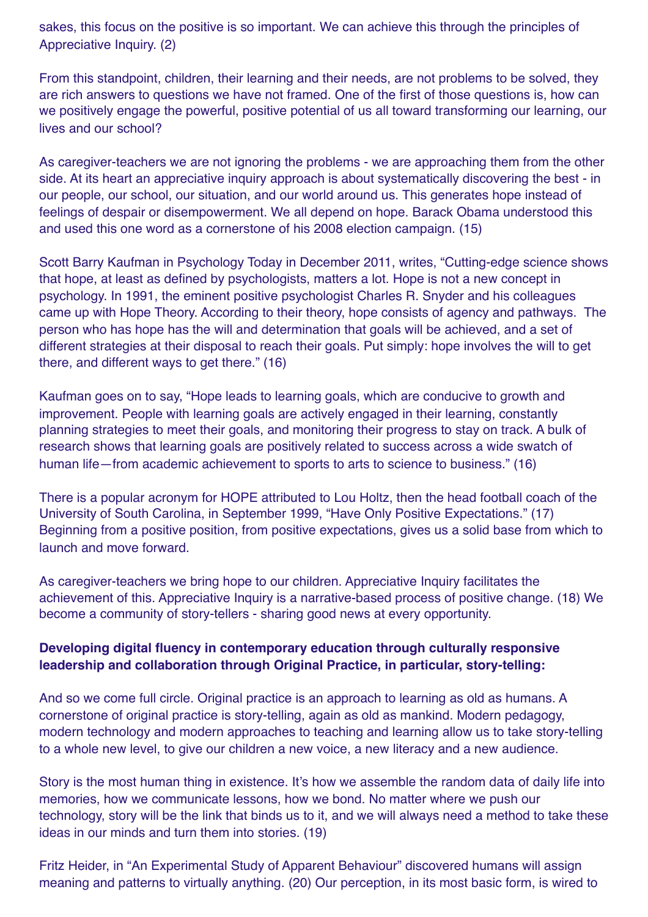sakes, this focus on the positive is so important. We can achieve this through the principles of Appreciative Inquiry. (2)

From this standpoint, children, their learning and their needs, are not problems to be solved, they are rich answers to questions we have not framed. One of the first of those questions is, how can we positively engage the powerful, positive potential of us all toward transforming our learning, our lives and our school?

As caregiver-teachers we are not ignoring the problems - we are approaching them from the other side. At its heart an appreciative inquiry approach is about systematically discovering the best - in our people, our school, our situation, and our world around us. This generates hope instead of feelings of despair or disempowerment. We all depend on hope. Barack Obama understood this and used this one word as a cornerstone of his 2008 election campaign. (15)

Scott Barry Kaufman in Psychology Today in December 2011, writes, "Cutting-edge science shows that hope, at least as defined by psychologists, matters a lot. Hope is not a new concept in psychology. In 1991, the eminent positive psychologist Charles R. Snyder and his colleagues came up with Hope Theory. According to their theory, hope consists of agency and pathways. The person who has hope has the will and determination that goals will be achieved, and a set of different strategies at their disposal to reach their goals. Put simply: hope involves the will to get there, and different ways to get there." (16)

Kaufman goes on to say, "Hope leads to learning goals, which are conducive to growth and improvement. People with learning goals are actively engaged in their learning, constantly planning strategies to meet their goals, and monitoring their progress to stay on track. A bulk of research shows that learning goals are positively related to success across a wide swatch of human life—from academic achievement to sports to arts to science to business." (16)

There is a popular acronym for HOPE attributed to Lou Holtz, then the head football coach of the University of South Carolina, in September 1999, "Have Only Positive Expectations." (17) Beginning from a positive position, from positive expectations, gives us a solid base from which to launch and move forward.

As caregiver-teachers we bring hope to our children. Appreciative Inquiry facilitates the achievement of this. Appreciative Inquiry is a narrative-based process of positive change. (18) We become a community of story-tellers - sharing good news at every opportunity.

**Developing digital fluency in contemporary education through culturally responsive leadership and collaboration through Original Practice, in particular, story-telling:**

And so we come full circle. Original practice is an approach to learning as old as humans. A cornerstone of original practice is story-telling, again as old as mankind. Modern pedagogy, modern technology and modern approaches to teaching and learning allow us to take story-telling to a whole new level, to give our children a new voice, a new literacy and a new audience.

Story is the most human thing in existence. It's how we assemble the random data of daily life into memories, how we communicate lessons, how we bond. No matter where we push our technology, story will be the link that binds us to it, and we will always need a method to take these ideas in our minds and turn them into stories. (19)

Fritz Heider, in "An Experimental Study of Apparent Behaviour" discovered humans will assign meaning and patterns to virtually anything. (20) Our perception, in its most basic form, is wired to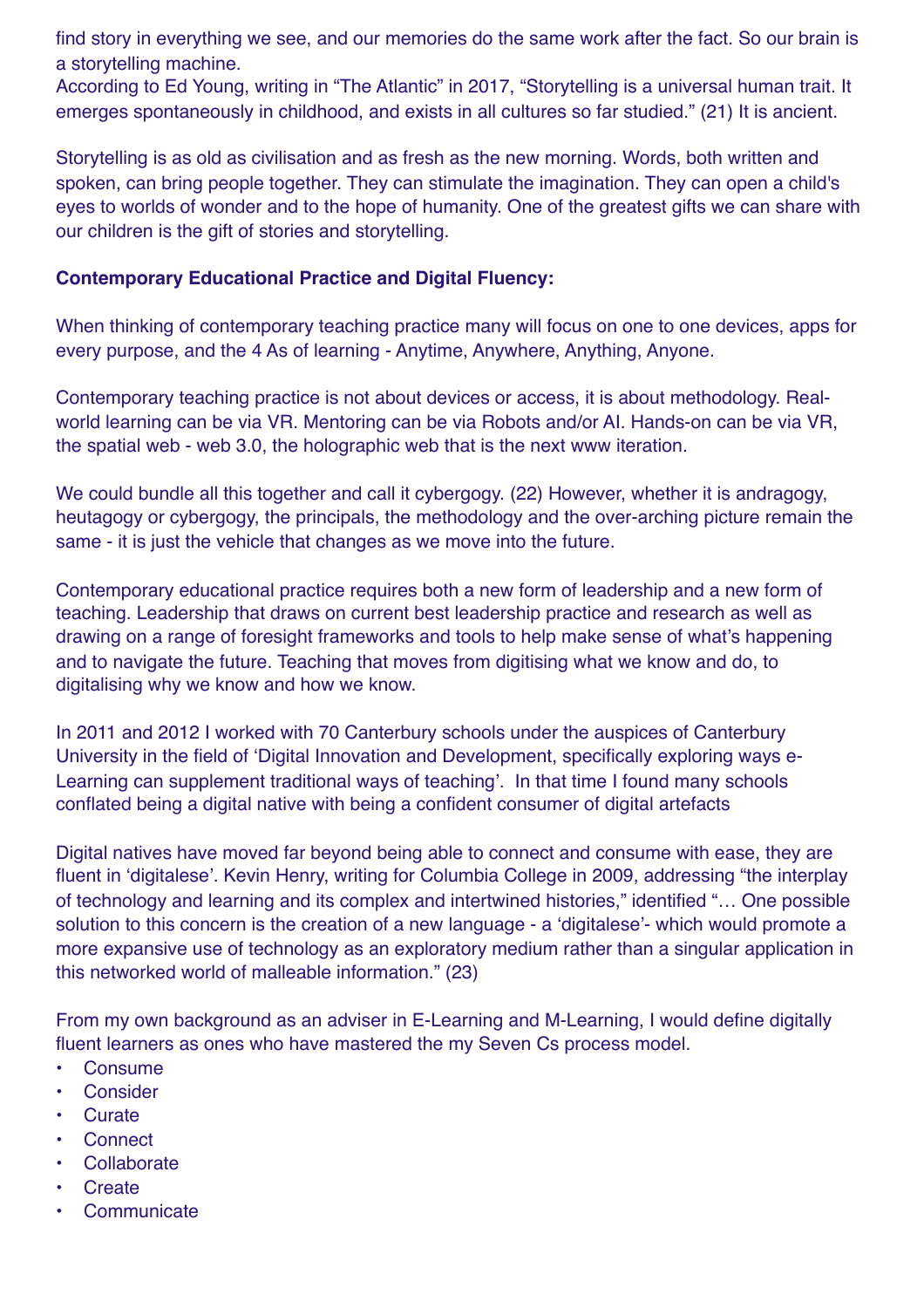find story in everything we see, and our memories do the same work after the fact. So our brain is a storytelling machine.
According to Ed Young, writing in "The Atlantic" in 2017, "Storytelling is a universal human trait. It emerges spontaneously in childhood, and exists in all cultures so far studied." (21) It is ancient.

Storytelling is as old as civilisation and as fresh as the new morning. Words, both written and spoken, can bring people together. They can stimulate the imagination. They can open a child's eyes to worlds of wonder and to the hope of humanity. One of the greatest gifts we can share with our children is the gift of stories and storytelling.

**Contemporary Educational Practice and Digital Fluency:**

When thinking of contemporary teaching practice many will focus on one to one devices, apps for every purpose, and the 4 As of learning - Anytime, Anywhere, Anything, Anyone.

Contemporary teaching practice is not about devices or access, it is about methodology. Real-world learning can be via VR. Mentoring can be via Robots and/or AI. Hands-on can be via VR, the spatial web - web 3.0, the holographic web that is the next www iteration.

We could bundle all this together and call it cybergogy. (22) However, whether it is andragogy, heutagogy or cybergogy, the principals, the methodology and the over-arching picture remain the same - it is just the vehicle that changes as we move into the future.

Contemporary educational practice requires both a new form of leadership and a new form of teaching. Leadership that draws on current best leadership practice and research as well as drawing on a range of foresight frameworks and tools to help make sense of what's happening and to navigate the future. Teaching that moves from digitising what we know and do, to digitalising why we know and how we know.

In 2011 and 2012 I worked with 70 Canterbury schools under the auspices of Canterbury University in the field of 'Digital Innovation and Development, specifically exploring ways e-Learning can supplement traditional ways of teaching'. In that time I found many schools conflated being a digital native with being a confident consumer of digital artefacts

Digital natives have moved far beyond being able to connect and consume with ease, they are fluent in 'digitalese'. Kevin Henry, writing for Columbia College in 2009, addressing "the interplay of technology and learning and its complex and intertwined histories," identified "… One possible solution to this concern is the creation of a new language - a 'digitalese'- which would promote a more expansive use of technology as an exploratory medium rather than a singular application in this networked world of malleable information." (23)

From my own background as an adviser in E-Learning and M-Learning, I would define digitally fluent learners as ones who have mastered the my Seven Cs process model.

- Consume
- Consider
- Curate
- Connect
- Collaborate
- Create
- Communicate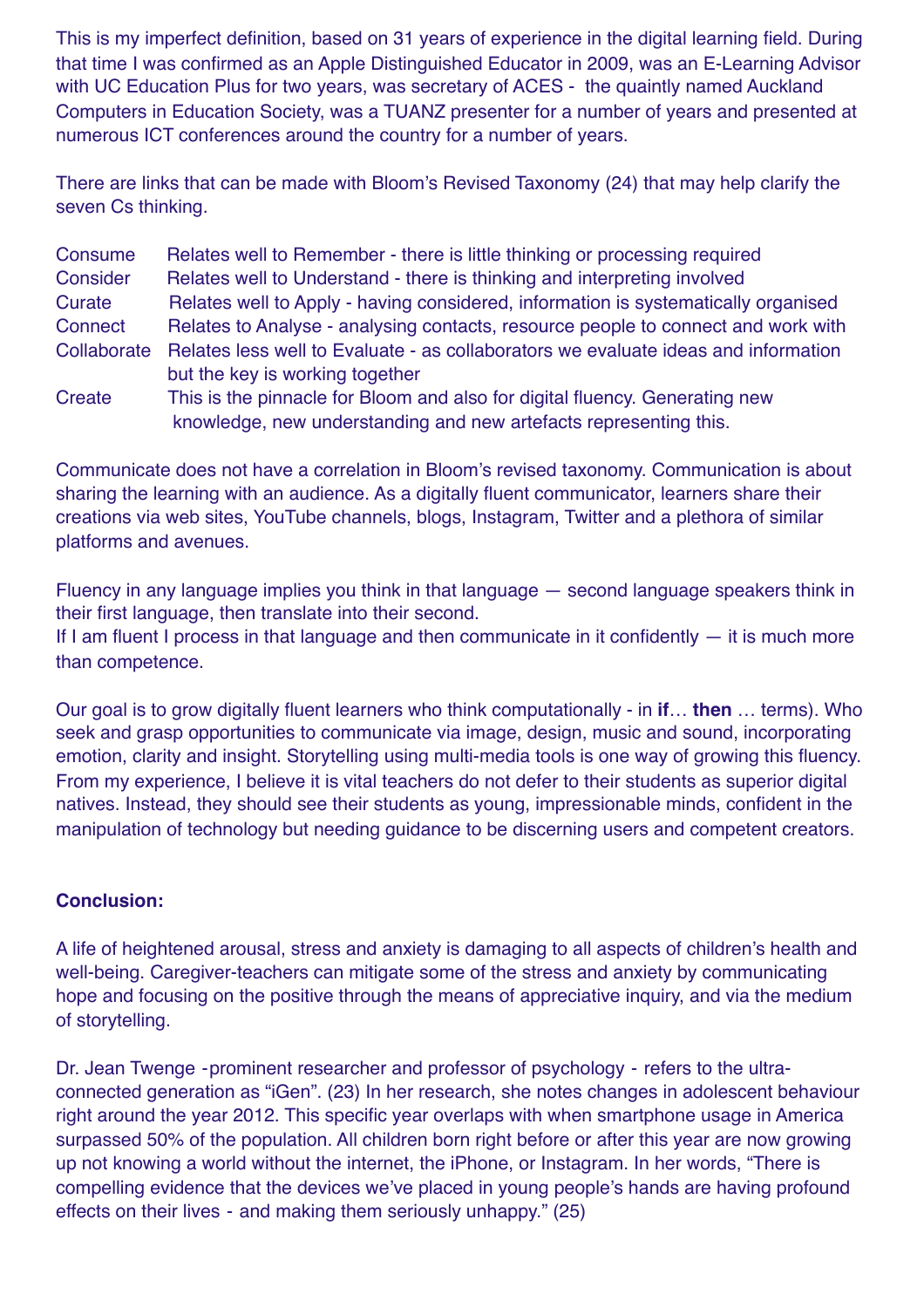This is my imperfect definition, based on 31 years of experience in the digital learning field. During that time I was confirmed as an Apple Distinguished Educator in 2009, was an E-Learning Advisor with UC Education Plus for two years, was secretary of ACES - the quaintly named Auckland Computers in Education Society, was a TUANZ presenter for a number of years and presented at numerous ICT conferences around the country for a number of years.

There are links that can be made with Bloom's Revised Taxonomy (24) that may help clarify the seven Cs thinking.

| | |
|---|---|
| Consume | Relates well to Remember - there is little thinking or processing required |
| Consider | Relates well to Understand - there is thinking and interpreting involved |
| Curate | Relates well to Apply - having considered, information is systematically organised |
| Connect | Relates to Analyse - analysing contacts, resource people to connect and work with |
| Collaborate | Relates less well to Evaluate - as collaborators we evaluate ideas and information but the key is working together |
| Create | This is the pinnacle for Bloom and also for digital fluency. Generating new knowledge, new understanding and new artefacts representing this. |

Communicate does not have a correlation in Bloom's revised taxonomy. Communication is about sharing the learning with an audience. As a digitally fluent communicator, learners share their creations via web sites, YouTube channels, blogs, Instagram, Twitter and a plethora of similar platforms and avenues.

Fluency in any language implies you think in that language — second language speakers think in their first language, then translate into their second.
If I am fluent I process in that language and then communicate in it confidently — it is much more than competence.

Our goal is to grow digitally fluent learners who think computationally - in **if**… **then** … terms). Who seek and grasp opportunities to communicate via image, design, music and sound, incorporating emotion, clarity and insight. Storytelling using multi-media tools is one way of growing this fluency. From my experience, I believe it is vital teachers do not defer to their students as superior digital natives. Instead, they should see their students as young, impressionable minds, confident in the manipulation of technology but needing guidance to be discerning users and competent creators.

**Conclusion:**

A life of heightened arousal, stress and anxiety is damaging to all aspects of children's health and well-being. Caregiver-teachers can mitigate some of the stress and anxiety by communicating hope and focusing on the positive through the means of appreciative inquiry, and via the medium of storytelling.

Dr. Jean Twenge -prominent researcher and professor of psychology - refers to the ultra-connected generation as "iGen". (23) In her research, she notes changes in adolescent behaviour right around the year 2012. This specific year overlaps with when smartphone usage in America surpassed 50% of the population. All children born right before or after this year are now growing up not knowing a world without the internet, the iPhone, or Instagram. In her words, "There is compelling evidence that the devices we've placed in young people's hands are having profound effects on their lives - and making them seriously unhappy." (25)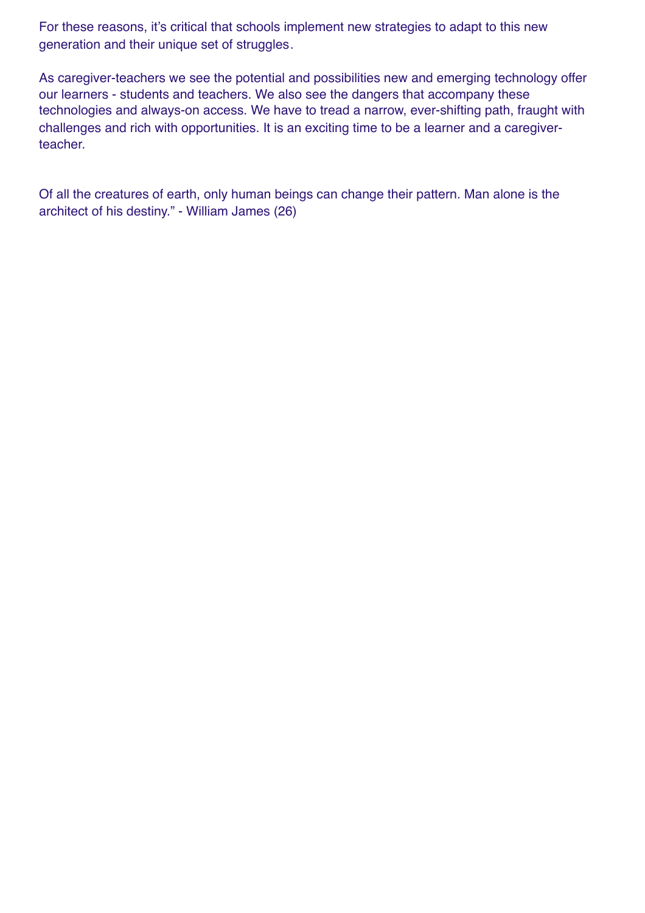For these reasons, it's critical that schools implement new strategies to adapt to this new generation and their unique set of struggles.

As caregiver-teachers we see the potential and possibilities new and emerging technology offer our learners - students and teachers. We also see the dangers that accompany these technologies and always-on access. We have to tread a narrow, ever-shifting path, fraught with challenges and rich with opportunities. It is an exciting time to be a learner and a caregiver-teacher.

Of all the creatures of earth, only human beings can change their pattern. Man alone is the architect of his destiny." - William James (26)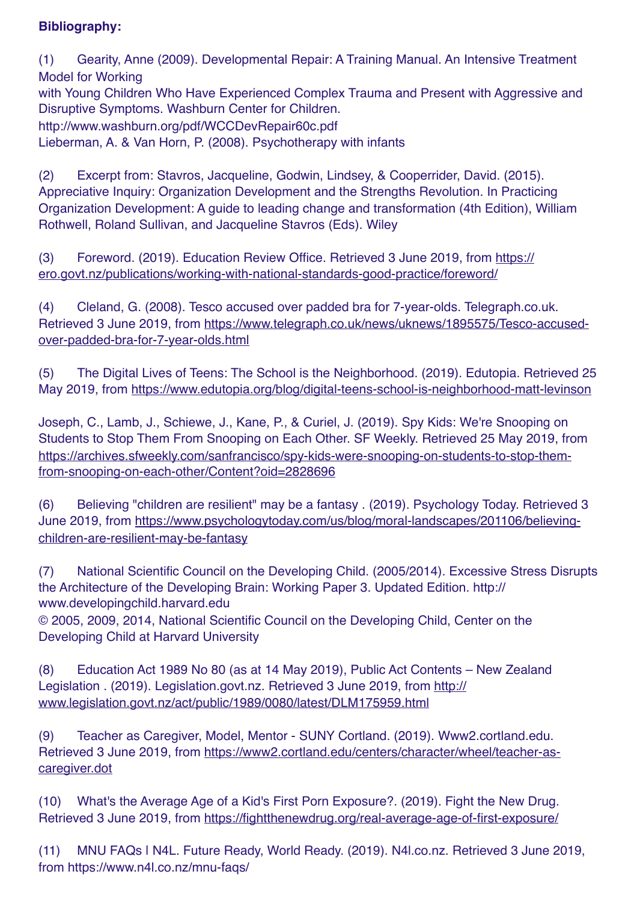**Bibliography:**

(1) Gearity, Anne (2009). Developmental Repair: A Training Manual. An Intensive Treatment Model for Working
with Young Children Who Have Experienced Complex Trauma and Present with Aggressive and Disruptive Symptoms. Washburn Center for Children.
http://www.washburn.org/pdf/WCCDevRepair60c.pdf
Lieberman, A. & Van Horn, P. (2008). Psychotherapy with infants

(2) Excerpt from: Stavros, Jacqueline, Godwin, Lindsey, & Cooperrider, David. (2015). Appreciative Inquiry: Organization Development and the Strengths Revolution. In Practicing Organization Development: A guide to leading change and transformation (4th Edition), William Rothwell, Roland Sullivan, and Jacqueline Stavros (Eds). Wiley

(3) Foreword. (2019). Education Review Office. Retrieved 3 June 2019, from https://ero.govt.nz/publications/working-with-national-standards-good-practice/foreword/

(4) Cleland, G. (2008). Tesco accused over padded bra for 7-year-olds. Telegraph.co.uk. Retrieved 3 June 2019, from https://www.telegraph.co.uk/news/uknews/1895575/Tesco-accused-over-padded-bra-for-7-year-olds.html

(5) The Digital Lives of Teens: The School is the Neighborhood. (2019). Edutopia. Retrieved 25 May 2019, from https://www.edutopia.org/blog/digital-teens-school-is-neighborhood-matt-levinson

Joseph, C., Lamb, J., Schiewe, J., Kane, P., & Curiel, J. (2019). Spy Kids: We're Snooping on Students to Stop Them From Snooping on Each Other. SF Weekly. Retrieved 25 May 2019, from https://archives.sfweekly.com/sanfrancisco/spy-kids-were-snooping-on-students-to-stop-them-from-snooping-on-each-other/Content?oid=2828696

(6) Believing "children are resilient" may be a fantasy . (2019). Psychology Today. Retrieved 3 June 2019, from https://www.psychologytoday.com/us/blog/moral-landscapes/201106/believing-children-are-resilient-may-be-fantasy

(7) National Scientific Council on the Developing Child. (2005/2014). Excessive Stress Disrupts the Architecture of the Developing Brain: Working Paper 3. Updated Edition. http://www.developingchild.harvard.edu
© 2005, 2009, 2014, National Scientific Council on the Developing Child, Center on the Developing Child at Harvard University

(8) Education Act 1989 No 80 (as at 14 May 2019), Public Act Contents – New Zealand Legislation . (2019). Legislation.govt.nz. Retrieved 3 June 2019, from http://www.legislation.govt.nz/act/public/1989/0080/latest/DLM175959.html

(9) Teacher as Caregiver, Model, Mentor - SUNY Cortland. (2019). Www2.cortland.edu. Retrieved 3 June 2019, from https://www2.cortland.edu/centers/character/wheel/teacher-as-caregiver.dot

(10) What's the Average Age of a Kid's First Porn Exposure?. (2019). Fight the New Drug. Retrieved 3 June 2019, from https://fightthenewdrug.org/real-average-age-of-first-exposure/

(11) MNU FAQs | N4L. Future Ready, World Ready. (2019). N4l.co.nz. Retrieved 3 June 2019, from https://www.n4l.co.nz/mnu-faqs/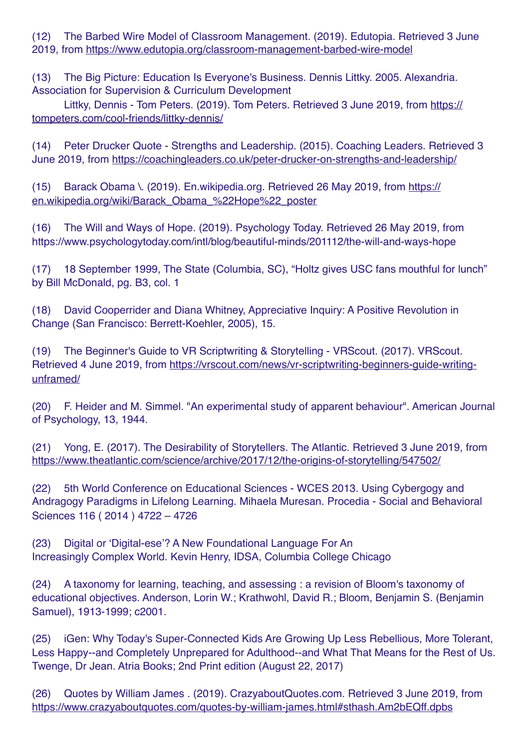(12) The Barbed Wire Model of Classroom Management. (2019). Edutopia. Retrieved 3 June 2019, from https://www.edutopia.org/classroom-management-barbed-wire-model

(13) The Big Picture: Education Is Everyone's Business. Dennis Littky. 2005. Alexandria. Association for Supervision & Curriculum Development

Littky, Dennis - Tom Peters. (2019). Tom Peters. Retrieved 3 June 2019, from https://tompeters.com/cool-friends/littky-dennis/

(14) Peter Drucker Quote - Strengths and Leadership. (2015). Coaching Leaders. Retrieved 3 June 2019, from https://coachingleaders.co.uk/peter-drucker-on-strengths-and-leadership/

(15) Barack Obama \. (2019). En.wikipedia.org. Retrieved 26 May 2019, from https://en.wikipedia.org/wiki/Barack_Obama_%22Hope%22_poster

(16) The Will and Ways of Hope. (2019). Psychology Today. Retrieved 26 May 2019, from https://www.psychologytoday.com/intl/blog/beautiful-minds/201112/the-will-and-ways-hope

(17) 18 September 1999, The State (Columbia, SC), "Holtz gives USC fans mouthful for lunch" by Bill McDonald, pg. B3, col. 1

(18) David Cooperrider and Diana Whitney, Appreciative Inquiry: A Positive Revolution in Change (San Francisco: Berrett-Koehler, 2005), 15.

(19) The Beginner's Guide to VR Scriptwriting & Storytelling - VRScout. (2017). VRScout. Retrieved 4 June 2019, from https://vrscout.com/news/vr-scriptwriting-beginners-guide-writing-unframed/

(20) F. Heider and M. Simmel. "An experimental study of apparent behaviour". American Journal of Psychology, 13, 1944.

(21) Yong, E. (2017). The Desirability of Storytellers. The Atlantic. Retrieved 3 June 2019, from https://www.theatlantic.com/science/archive/2017/12/the-origins-of-storytelling/547502/

(22) 5th World Conference on Educational Sciences - WCES 2013. Using Cybergogy and Andragogy Paradigms in Lifelong Learning. Mihaela Muresan. Procedia - Social and Behavioral Sciences 116 ( 2014 ) 4722 – 4726

(23) Digital or 'Digital-ese'? A New Foundational Language For An Increasingly Complex World. Kevin Henry, IDSA, Columbia College Chicago

(24) A taxonomy for learning, teaching, and assessing : a revision of Bloom's taxonomy of educational objectives. Anderson, Lorin W.; Krathwohl, David R.; Bloom, Benjamin S. (Benjamin Samuel), 1913-1999; c2001.

(25) iGen: Why Today's Super-Connected Kids Are Growing Up Less Rebellious, More Tolerant, Less Happy--and Completely Unprepared for Adulthood--and What That Means for the Rest of Us. Twenge, Dr Jean. Atria Books; 2nd Print edition (August 22, 2017)

(26) Quotes by William James . (2019). CrazyaboutQuotes.com. Retrieved 3 June 2019, from https://www.crazyaboutquotes.com/quotes-by-william-james.html#sthash.Am2bEQff.dpbs